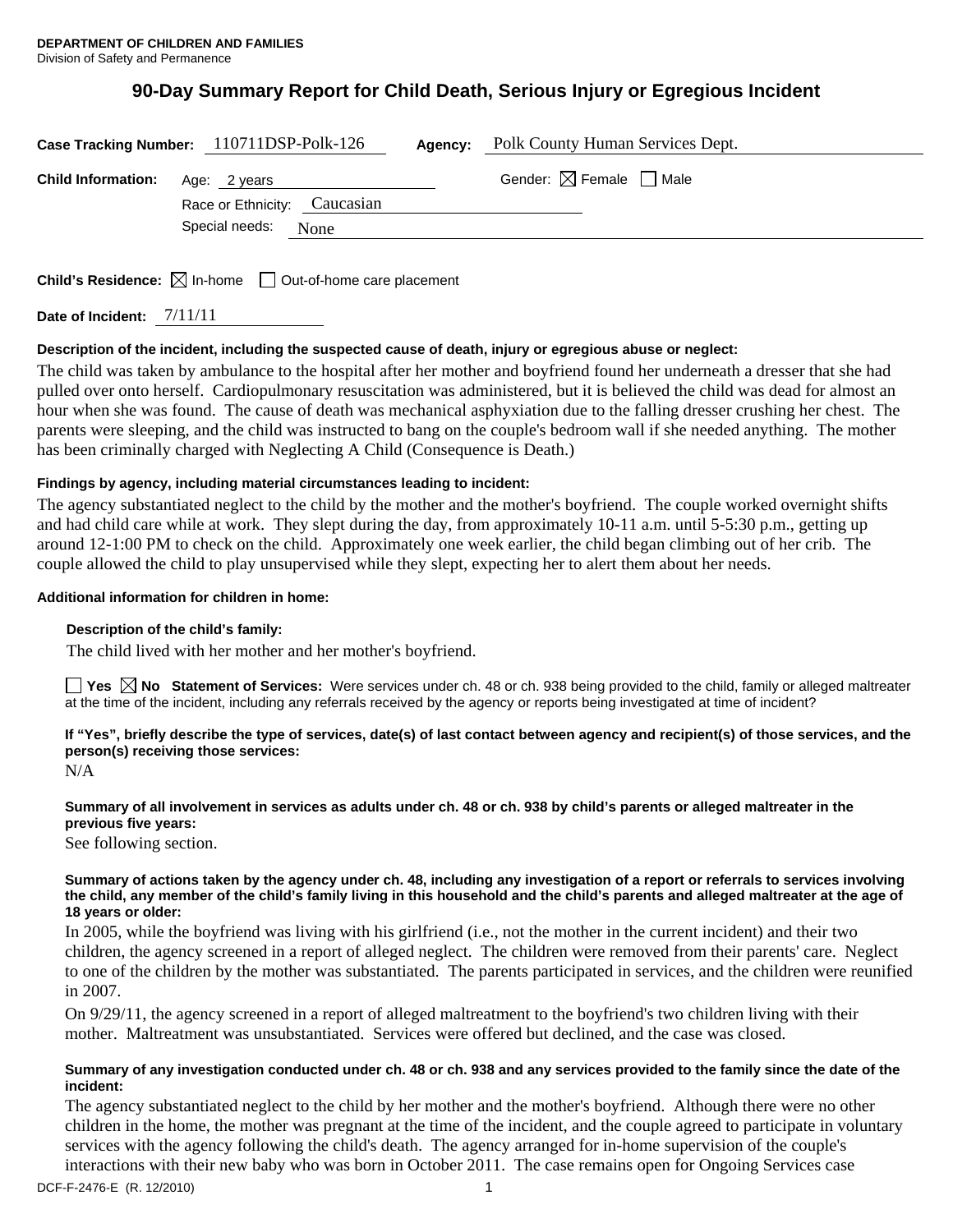DEPARTMENT OF CHILDREN AND FAMILIES
Division of Safety and Permanence

# 90-Day Summary Report for Child Death, Serious Injury or Egregious Incident

**Case Tracking Number:** 110711DSP-Polk-126 **Agency:** Polk County Human Services Dept.

**Child Information:** Age: 2 years Gender: ☒ Female ☐ Male

Race or Ethnicity: Caucasian

Special needs: None

**Child's Residence:** ☒ In-home ☐ Out-of-home care placement

**Date of Incident:** 7/11/11

**Description of the incident, including the suspected cause of death, injury or egregious abuse or neglect:**

The child was taken by ambulance to the hospital after her mother and boyfriend found her underneath a dresser that she had pulled over onto herself. Cardiopulmonary resuscitation was administered, but it is believed the child was dead for almost an hour when she was found. The cause of death was mechanical asphyxiation due to the falling dresser crushing her chest. The parents were sleeping, and the child was instructed to bang on the couple's bedroom wall if she needed anything. The mother has been criminally charged with Neglecting A Child (Consequence is Death.)

**Findings by agency, including material circumstances leading to incident:**

The agency substantiated neglect to the child by the mother and the mother's boyfriend. The couple worked overnight shifts and had child care while at work. They slept during the day, from approximately 10-11 a.m. until 5-5:30 p.m., getting up around 12-1:00 PM to check on the child. Approximately one week earlier, the child began climbing out of her crib. The couple allowed the child to play unsupervised while they slept, expecting her to alert them about her needs.

**Additional information for children in home:**

**Description of the child's family:**

The child lived with her mother and her mother's boyfriend.

☐ **Yes** ☒ **No Statement of Services:** Were services under ch. 48 or ch. 938 being provided to the child, family or alleged maltreater at the time of the incident, including any referrals received by the agency or reports being investigated at time of incident?

**If "Yes", briefly describe the type of services, date(s) of last contact between agency and recipient(s) of those services, and the person(s) receiving those services:**

N/A

**Summary of all involvement in services as adults under ch. 48 or ch. 938 by child's parents or alleged maltreater in the previous five years:**

See following section.

**Summary of actions taken by the agency under ch. 48, including any investigation of a report or referrals to services involving the child, any member of the child's family living in this household and the child's parents and alleged maltreater at the age of 18 years or older:**

In 2005, while the boyfriend was living with his girlfriend (i.e., not the mother in the current incident) and their two children, the agency screened in a report of alleged neglect. The children were removed from their parents' care. Neglect to one of the children by the mother was substantiated. The parents participated in services, and the children were reunified in 2007.

On 9/29/11, the agency screened in a report of alleged maltreatment to the boyfriend's two children living with their mother. Maltreatment was unsubstantiated. Services were offered but declined, and the case was closed.

**Summary of any investigation conducted under ch. 48 or ch. 938 and any services provided to the family since the date of the incident:**

The agency substantiated neglect to the child by her mother and the mother's boyfriend. Although there were no other children in the home, the mother was pregnant at the time of the incident, and the couple agreed to participate in voluntary services with the agency following the child's death. The agency arranged for in-home supervision of the couple's interactions with their new baby who was born in October 2011. The case remains open for Ongoing Services case

DCF-F-2476-E (R. 12/2010)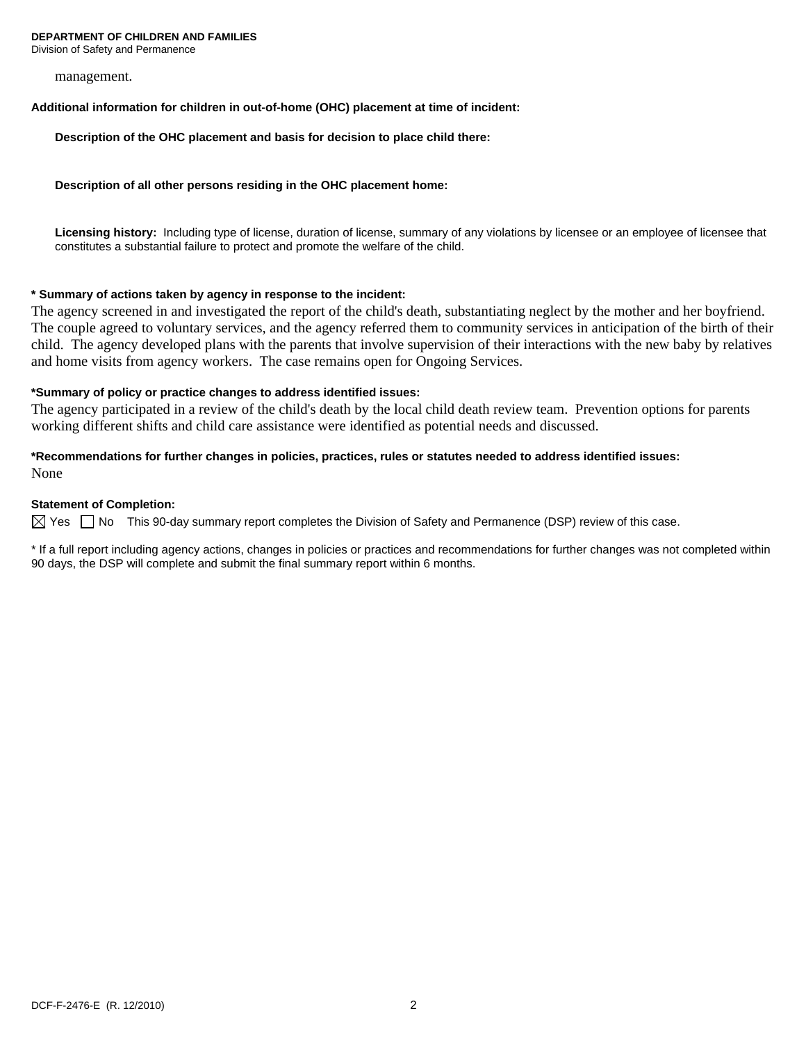management.

**Additional information for children in out-of-home (OHC) placement at time of incident:**

**Description of the OHC placement and basis for decision to place child there:**

**Description of all other persons residing in the OHC placement home:**

**Licensing history:** Including type of license, duration of license, summary of any violations by licensee or an employee of licensee that constitutes a substantial failure to protect and promote the welfare of the child.

**\* Summary of actions taken by agency in response to the incident:**

The agency screened in and investigated the report of the child's death, substantiating neglect by the mother and her boyfriend. The couple agreed to voluntary services, and the agency referred them to community services in anticipation of the birth of their child. The agency developed plans with the parents that involve supervision of their interactions with the new baby by relatives and home visits from agency workers. The case remains open for Ongoing Services.

**\*Summary of policy or practice changes to address identified issues:**

The agency participated in a review of the child's death by the local child death review team. Prevention options for parents working different shifts and child care assistance were identified as potential needs and discussed.

**\*Recommendations for further changes in policies, practices, rules or statutes needed to address identified issues:**

None

**Statement of Completion:**

☒ Yes ☐ No This 90-day summary report completes the Division of Safety and Permanence (DSP) review of this case.

\* If a full report including agency actions, changes in policies or practices and recommendations for further changes was not completed within 90 days, the DSP will complete and submit the final summary report within 6 months.